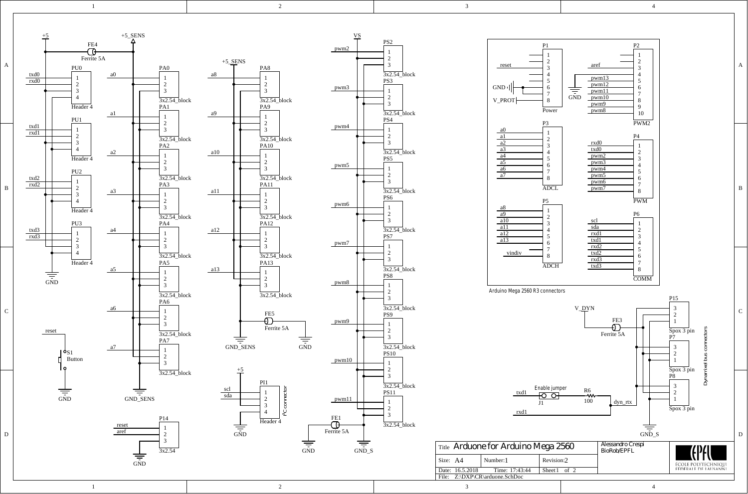# Arduone for Arduino Mega 2560

| Title | Arduone for Arduino Mega 2560 | | Alessandro Crespi BioRob/EPFL |
|---|---|---|---|
| Size: A4 | Number: 1 | Revision: 2 | |
| Date: 16.5.2018 | Time: 17:43:44 | Sheet 1 of 2 | |
| File: Z:\DXP\CR\arduone.SchDoc | | | |

## Header connectors (PU0–PU3)

| Connector | Type | Pin 1 | Pin 2 | Pin 3 | Pin 4 |
|---|---|---|---|---|---|
| PU0 | Header 4 | txd0 | rxd0 | +5 | GND |
| PU1 | Header 4 | txd1 | rxd1 | +5 | GND |
| PU2 | Header 4 | txd2 | rxd2 | +5 | GND |
| PU3 | Header 4 | txd3 | rxd3 | +5 | GND |

FE4 Ferrite 5A between +5 and +5_SENS.

## Analog sensor connectors (3x2.54_block)

| Connector | Signal |
|---|---|
| PA0 | a0 |
| PA1 | a1 |
| PA2 | a2 |
| PA3 | a3 |
| PA4 | a4 |
| PA5 | a5 |
| PA6 | a6 |
| PA7 | a7 |
| PA8 | a8 |
| PA9 | a9 |
| PA10 | a10 |
| PA11 | a11 |
| PA12 | a12 |
| PA13 | a13 |

Pin 2: +5_SENS, Pin 3: GND_SENS. FE5 Ferrite 5A between GND_SENS and GND.

## Servo connectors (3x2.54_block)

| Connector | Signal |
|---|---|
| PS2 | pwm2 |
| PS3 | pwm3 |
| PS4 | pwm4 |
| PS5 | pwm5 |
| PS6 | pwm6 |
| PS7 | pwm7 |
| PS8 | pwm8 |
| PS9 | pwm9 |
| PS10 | pwm10 |
| PS11 | pwm11 |

Pin 2: VS, Pin 3: GND_S. FE1 Ferrite 5A between GND and GND_S.

## Other

- S1 Button: reset to GND
- P14 (3x2.54): reset, aref, GND
- PI1 (Header 4, I²C connector): scl, sda, +5, GND

## Arduino Mega 2560 R3 connectors

| P1 (Power) | | P2 (PWM2) | |
|---|---|---|---|
| 1 | | 1 | |
| 2 | | 2 | |
| 3 | reset | 3 | aref |
| 4 | | 4 | GND |
| 5 | | 5 | pwm13 |
| 6 | GND | 6 | pwm12 |
| 7 | GND | 7 | pwm11 |
| 8 | V_PROT | 8 | pwm10 |
| | | 9 | pwm9 |
| | | 10 | pwm8 |

| P3 (ADCL) | | P4 (PWM) | |
|---|---|---|---|
| 1 | a0 | 1 | rxd0 |
| 2 | a1 | 2 | txd0 |
| 3 | a2 | 3 | pwm2 |
| 4 | a3 | 4 | pwm3 |
| 5 | a4 | 5 | pwm4 |
| 6 | a5 | 6 | pwm5 |
| 7 | a6 | 7 | pwm6 |
| 8 | a7 | 8 | pwm7 |

| P5 (ADCH) | | P6 (COMM) | |
|---|---|---|---|
| 1 | a8 | 1 | scl |
| 2 | a9 | 2 | sda |
| 3 | a10 | 3 | rxd1 |
| 4 | a11 | 4 | txd1 |
| 5 | a12 | 5 | rxd2 |
| 6 | a13 | 6 | txd2 |
| 7 | | 7 | rxd3 |
| 8 | vindiv | 8 | txd3 |

## Dynamixel bus connectors

- P15, P7, P8 (Spox 3 pin): pin 3 GND_S, pin 2 V_DYN (via FE3 Ferrite 5A), pin 1 dyn_rtx
- J1 Enable jumper: txd1 → R6 (100) → dyn_rtx; rxd1 connected to dyn_rtx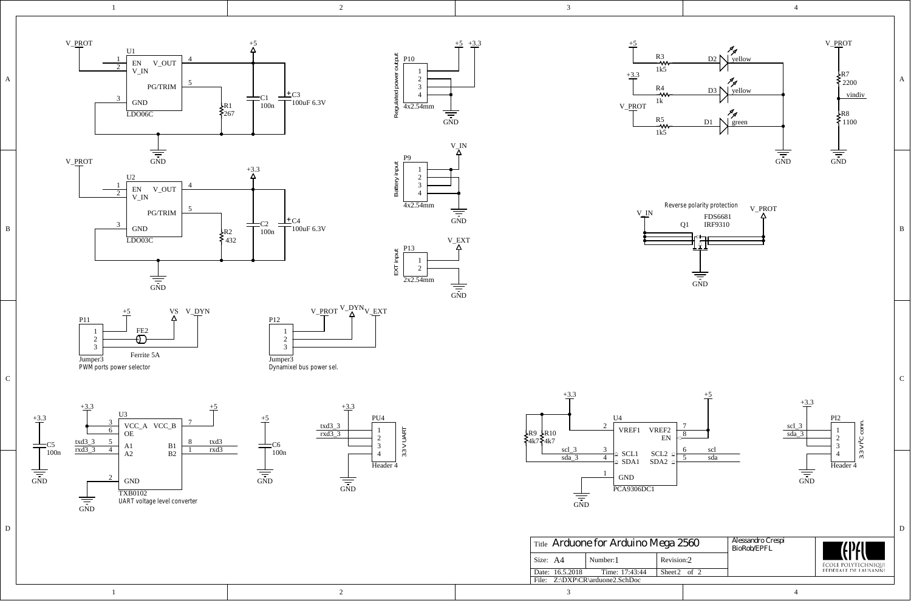## Power supply

**U1 — LDO06C**
- Pin 1: EN — V_PROT
- Pin 2: V_IN — V_PROT
- Pin 3: GND — GND
- Pin 4: V_OUT — +5
- Pin 5: PG/TRIM — R1 267 to GND
- C1 100n, C3 100uF 6.3V between +5 and GND

**U2 — LDO03C**
- Pin 1: EN — V_PROT
- Pin 2: V_IN — V_PROT
- Pin 3: GND — GND
- Pin 4: V_OUT — +3.3
- Pin 5: PG/TRIM — R2 432 to GND
- C2 100n, C4 100uF 6.3V between +3.3 and GND

**P10 — Regulated power output (4x2.54mm)**
- +5, +3.3, GND (pins 1–4)

**P9 — Battery input (4x2.54mm)**
- V_IN, GND (pins 1–4)

**P13 — EXT input (2x2.54mm)**
- Pin 1: V_EXT
- Pin 2: GND

**LEDs**
- +5 — R3 1k5 — D2 yellow — GND
- +3.3 — R4 1k — D3 yellow — GND
- V_PROT — R5 1k5 — D1 green — GND

**Voltage divider**
- V_PROT — R7 2200 — vindiv — R8 1100 — GND

**Reverse polarity protection**
- Q1 FDS6681 / IRF9310: V_IN → V_PROT, gate to GND

## Power selectors

**P11 — Jumper3 — PWM ports power selector**
- Pin 1: +5
- Pin 2: FE2 (Ferrite 5A) — VS
- Pin 3: V_DYN

**P12 — Jumper3 — Dynamixel bus power sel.**
- Pin 1: V_PROT
- Pin 2: V_DYN
- Pin 3: V_EXT

## UART voltage level converter

**U3 — TXB0102**
- Pin 3: VCC_A — +3.3
- Pin 6: OE — +3.3
- Pin 7: VCC_B — +5
- Pin 5: A1 — txd3_3
- Pin 4: A2 — rxd3_3
- Pin 8: B1 — txd3
- Pin 1: B2 — rxd3
- Pin 2: GND — GND
- C5 100n (+3.3 to GND), C6 100n (+5 to GND)

**PU4 — Header 4 — 3.3V UART**
- Pin 1: +3.3
- Pin 2: txd3_3
- Pin 3: rxd3_3
- Pin 4: GND

## I²C level converter

**U4 — PCA9306DC1**
- Pin 2: VREF1 — +3.3
- Pin 7: VREF2 — +5
- Pin 8: EN — +5
- Pin 3: SCL1 — scl_3
- Pin 4: SDA1 — sda_3
- Pin 6: SCL2 — scl
- Pin 5: SDA2 — sda
- Pin 1: GND — GND
- R9 4k7, R10 4k7 pull-ups to +3.3

**PI2 — Header 4 — 3.3V I²C conn.**
- Pin 1: scl_3
- Pin 2: sda_3
- Pin 3: +3.3
- Pin 4: GND

| Title | Arduone for Arduino Mega 2560 | | Alessandro Crespi BioRob/EPFL |
|---|---|---|---|
| Size: A4 | Number: 1 | Revision: 2 | |
| Date: 16.5.2018 | Time: 17:43:44 | Sheet 2 of 2 | |
| File: Z:\DXP\CR\arduone2.SchDoc | | | |

ÉCOLE POLYTECHNIQUE FÉDÉRALE DE LAUSANNE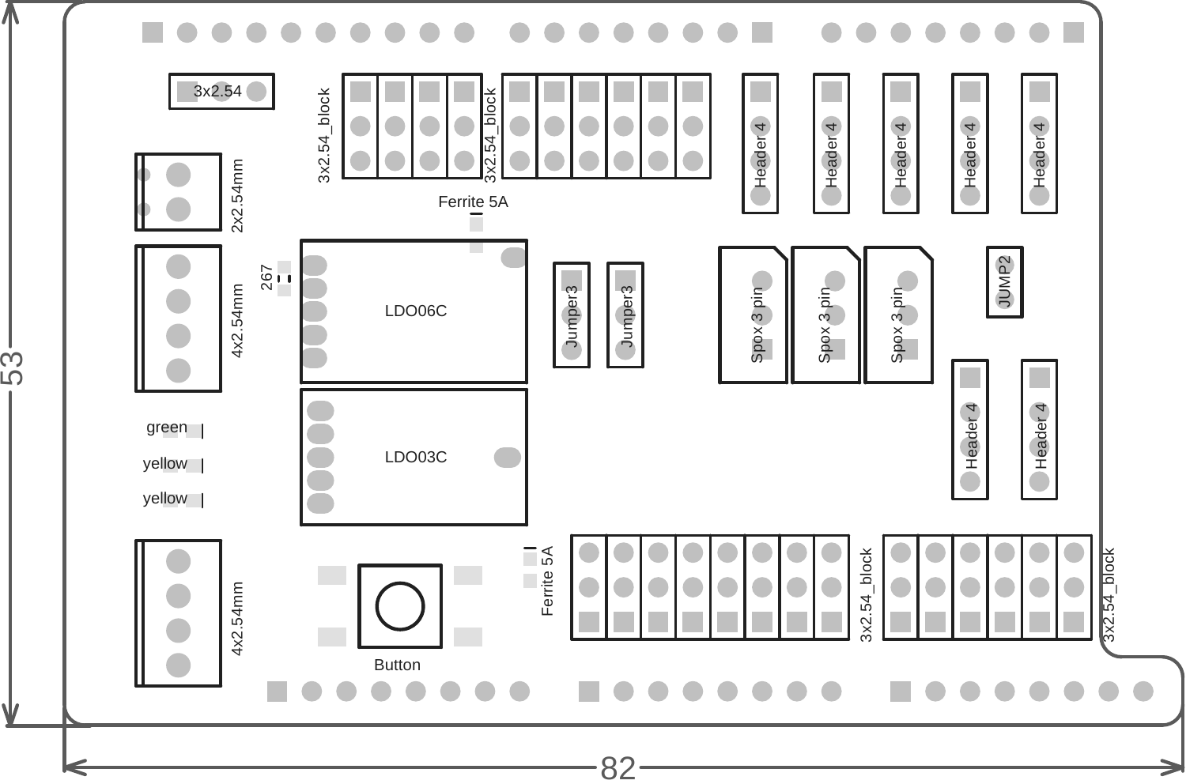53

82

3x2.54

3x2.54_block

3x2.54_block

Header 4

Header 4

Header 4

Header 4

Header 4

2x2.54mm

Ferrite 5A

267

LDO06C

4x2.54mm

Jumper3

Jumper3

Spox 3 pin

Spox 3 pin

Spox 3 pin

JUMP2

green

yellow

yellow

LDO03C

Header 4

Header 4

Ferrite 5A

3x2.54_block

3x2.54_block

4x2.54mm

Button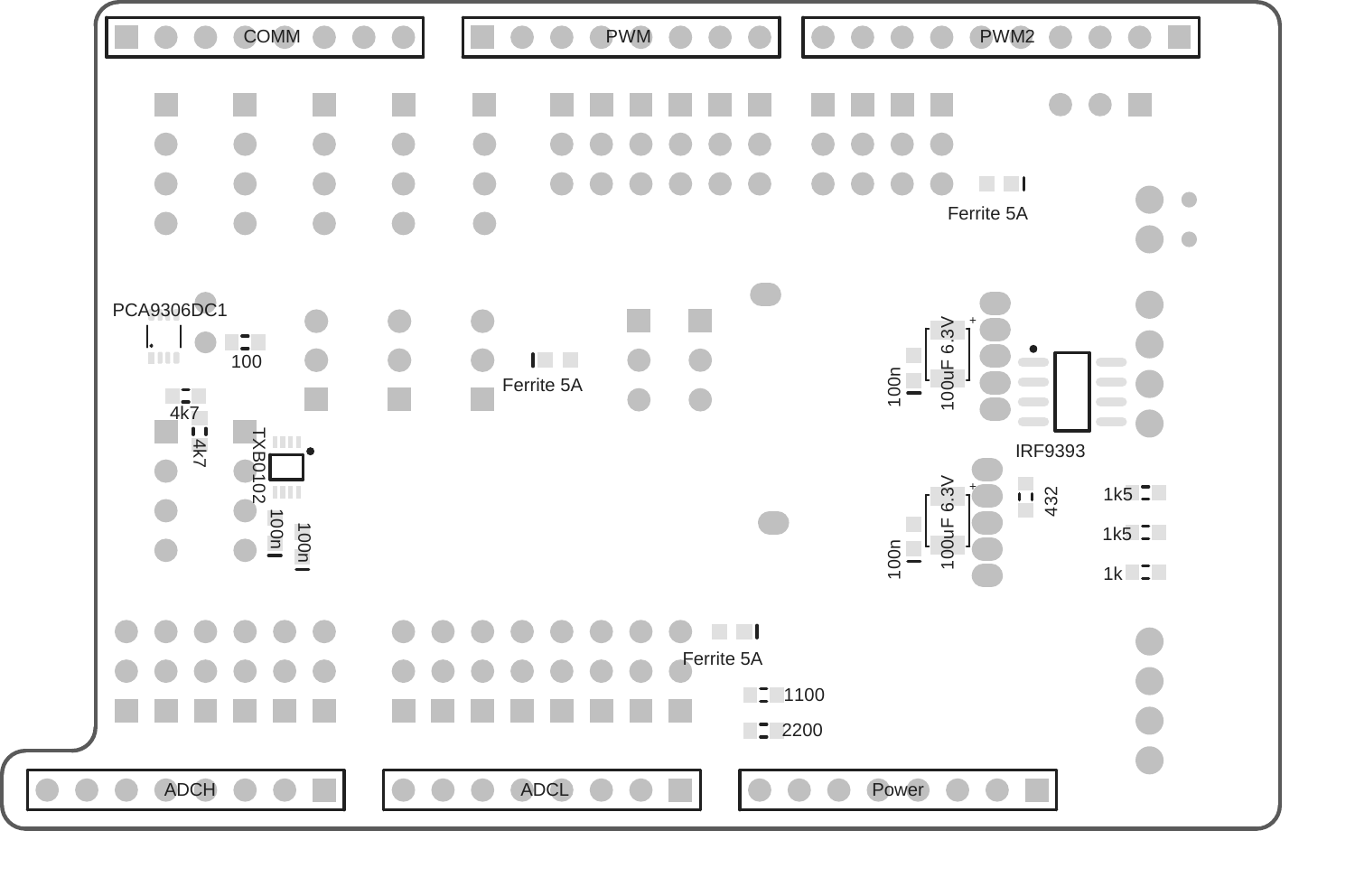COMM

PWM

PWM2

Ferrite 5A

PCA9306DC1

100

4k7

4k7

TXB0102

100n

100n

Ferrite 5A

100n

100uF 6.3V

IRF9393

100n

100uF 6.3V

432

1k5

1k5

1k

Ferrite 5A

1100

2200

ADCH

ADCL

Power